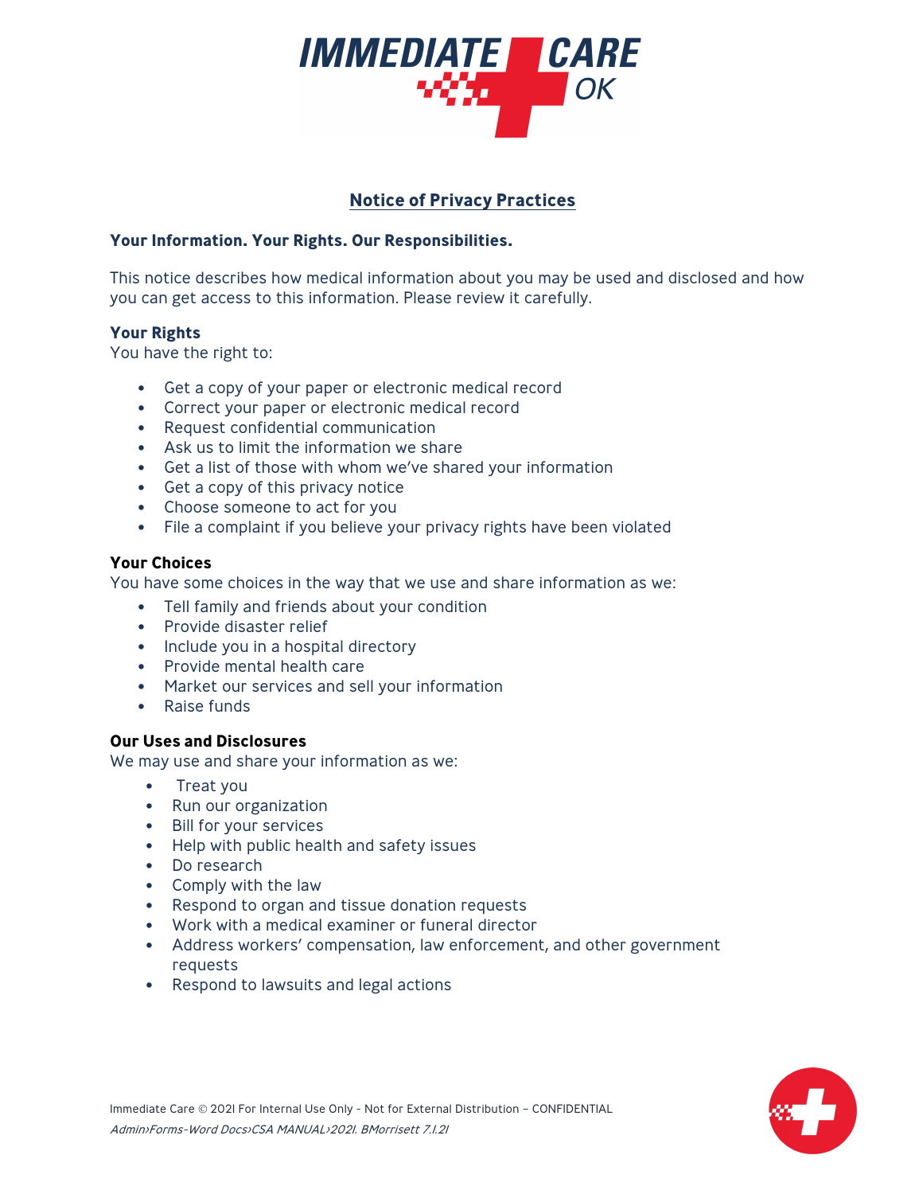# Notice of Privacy Practices

**Your Information. Your Rights. Our Responsibilities.**

This notice describes how medical information about you may be used and disclosed and how you can get access to this information. Please review it carefully.

**Your Rights**
You have the right to:

- Get a copy of your paper or electronic medical record
- Correct your paper or electronic medical record
- Request confidential communication
- Ask us to limit the information we share
- Get a list of those with whom we've shared your information
- Get a copy of this privacy notice
- Choose someone to act for you
- File a complaint if you believe your privacy rights have been violated

**Your Choices**
You have some choices in the way that we use and share information as we:

- Tell family and friends about your condition
- Provide disaster relief
- Include you in a hospital directory
- Provide mental health care
- Market our services and sell your information
- Raise funds

**Our Uses and Disclosures**
We may use and share your information as we:

- Treat you
- Run our organization
- Bill for your services
- Help with public health and safety issues
- Do research
- Comply with the law
- Respond to organ and tissue donation requests
- Work with a medical examiner or funeral director
- Address workers' compensation, law enforcement, and other government requests
- Respond to lawsuits and legal actions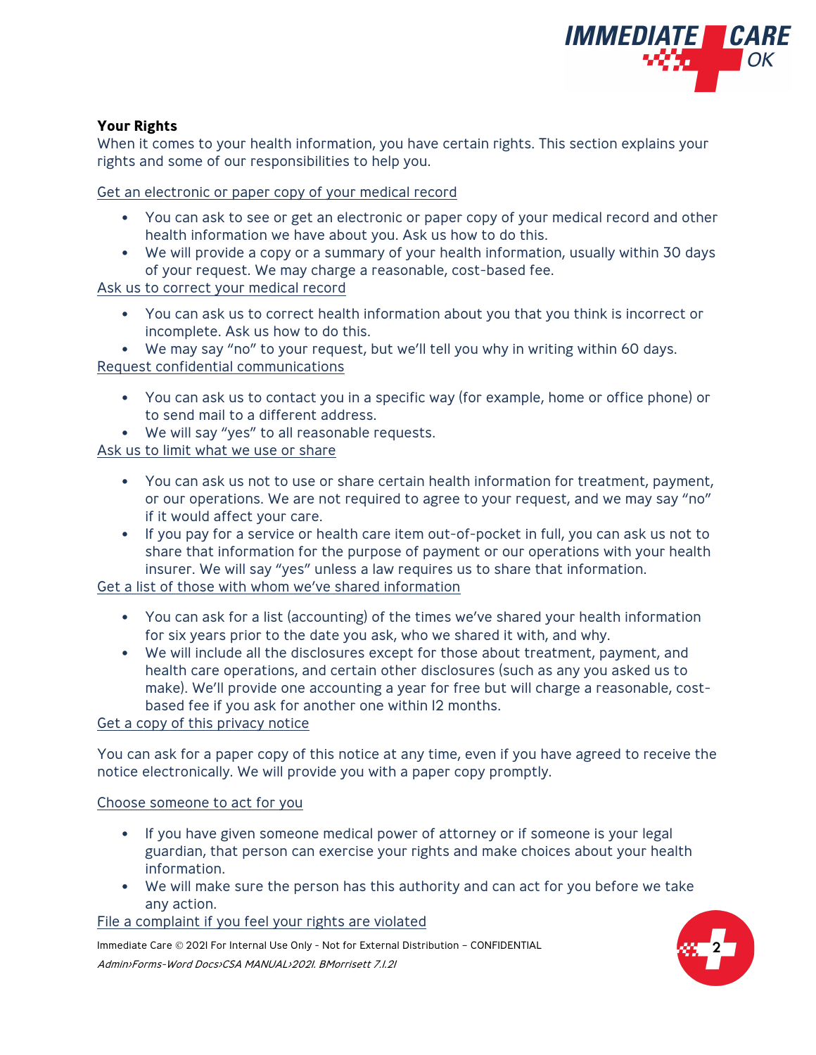**Your Rights**

When it comes to your health information, you have certain rights. This section explains your rights and some of our responsibilities to help you.

Get an electronic or paper copy of your medical record

- You can ask to see or get an electronic or paper copy of your medical record and other health information we have about you. Ask us how to do this.
- We will provide a copy or a summary of your health information, usually within 30 days of your request. We may charge a reasonable, cost-based fee.

Ask us to correct your medical record

- You can ask us to correct health information about you that you think is incorrect or incomplete. Ask us how to do this.
- We may say "no" to your request, but we'll tell you why in writing within 60 days.

Request confidential communications

- You can ask us to contact you in a specific way (for example, home or office phone) or to send mail to a different address.
- We will say "yes" to all reasonable requests.

Ask us to limit what we use or share

- You can ask us not to use or share certain health information for treatment, payment, or our operations. We are not required to agree to your request, and we may say "no" if it would affect your care.
- If you pay for a service or health care item out-of-pocket in full, you can ask us not to share that information for the purpose of payment or our operations with your health insurer. We will say "yes" unless a law requires us to share that information.

Get a list of those with whom we've shared information

- You can ask for a list (accounting) of the times we've shared your health information for six years prior to the date you ask, who we shared it with, and why.
- We will include all the disclosures except for those about treatment, payment, and health care operations, and certain other disclosures (such as any you asked us to make). We'll provide one accounting a year for free but will charge a reasonable, cost-based fee if you ask for another one within 12 months.

Get a copy of this privacy notice

You can ask for a paper copy of this notice at any time, even if you have agreed to receive the notice electronically. We will provide you with a paper copy promptly.

Choose someone to act for you

- If you have given someone medical power of attorney or if someone is your legal guardian, that person can exercise your rights and make choices about your health information.
- We will make sure the person has this authority and can act for you before we take any action.

File a complaint if you feel your rights are violated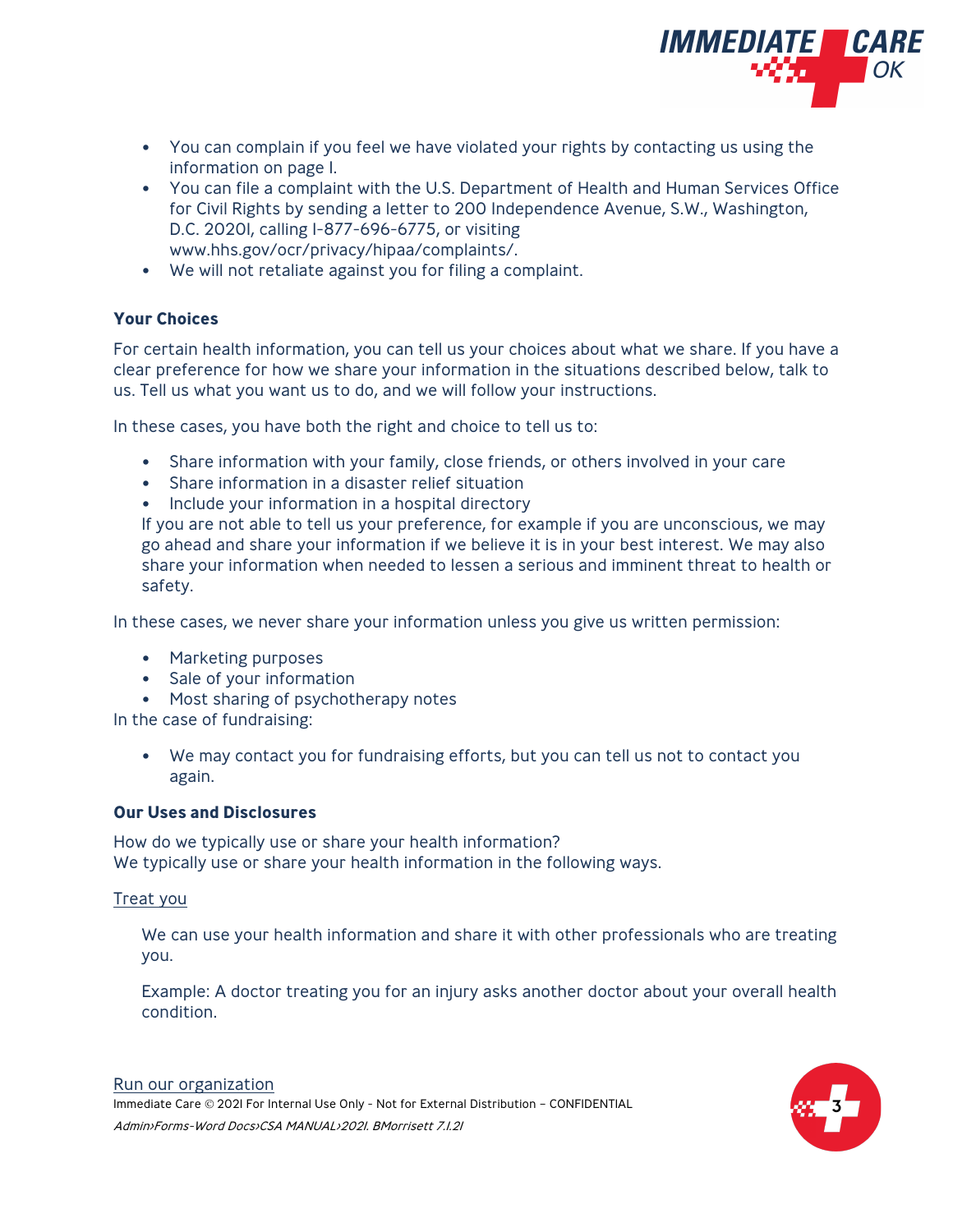- You can complain if you feel we have violated your rights by contacting us using the information on page 1.
- You can file a complaint with the U.S. Department of Health and Human Services Office for Civil Rights by sending a letter to 200 Independence Avenue, S.W., Washington, D.C. 20201, calling 1-877-696-6775, or visiting www.hhs.gov/ocr/privacy/hipaa/complaints/.
- We will not retaliate against you for filing a complaint.

**Your Choices**

For certain health information, you can tell us your choices about what we share. If you have a clear preference for how we share your information in the situations described below, talk to us. Tell us what you want us to do, and we will follow your instructions.

In these cases, you have both the right and choice to tell us to:

- Share information with your family, close friends, or others involved in your care
- Share information in a disaster relief situation
- Include your information in a hospital directory

If you are not able to tell us your preference, for example if you are unconscious, we may go ahead and share your information if we believe it is in your best interest. We may also share your information when needed to lessen a serious and imminent threat to health or safety.

In these cases, we never share your information unless you give us written permission:

- Marketing purposes
- Sale of your information
- Most sharing of psychotherapy notes

In the case of fundraising:

- We may contact you for fundraising efforts, but you can tell us not to contact you again.

**Our Uses and Disclosures**

How do we typically use or share your health information?
We typically use or share your health information in the following ways.

<u>Treat you</u>

We can use your health information and share it with other professionals who are treating you.

Example: A doctor treating you for an injury asks another doctor about your overall health condition.

<u>Run our organization</u>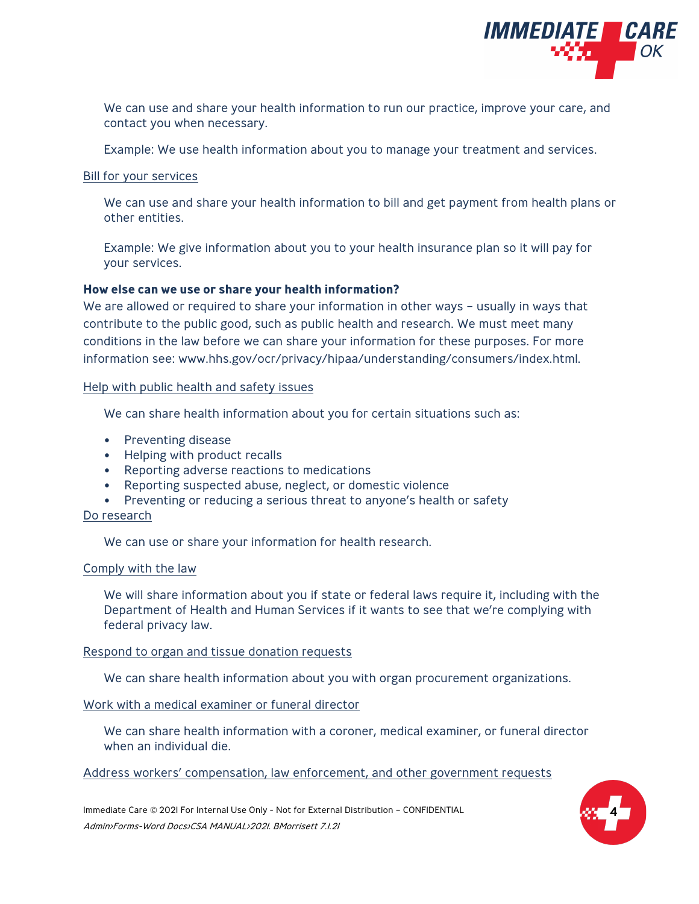We can use and share your health information to run our practice, improve your care, and contact you when necessary.

Example: We use health information about you to manage your treatment and services.

Bill for your services

We can use and share your health information to bill and get payment from health plans or other entities.

Example: We give information about you to your health insurance plan so it will pay for your services.

**How else can we use or share your health information?**

We are allowed or required to share your information in other ways – usually in ways that contribute to the public good, such as public health and research. We must meet many conditions in the law before we can share your information for these purposes. For more information see: www.hhs.gov/ocr/privacy/hipaa/understanding/consumers/index.html.

Help with public health and safety issues

We can share health information about you for certain situations such as:

- Preventing disease
- Helping with product recalls
- Reporting adverse reactions to medications
- Reporting suspected abuse, neglect, or domestic violence
- Preventing or reducing a serious threat to anyone's health or safety

Do research

We can use or share your information for health research.

Comply with the law

We will share information about you if state or federal laws require it, including with the Department of Health and Human Services if it wants to see that we're complying with federal privacy law.

Respond to organ and tissue donation requests

We can share health information about you with organ procurement organizations.

Work with a medical examiner or funeral director

We can share health information with a coroner, medical examiner, or funeral director when an individual die.

Address workers' compensation, law enforcement, and other government requests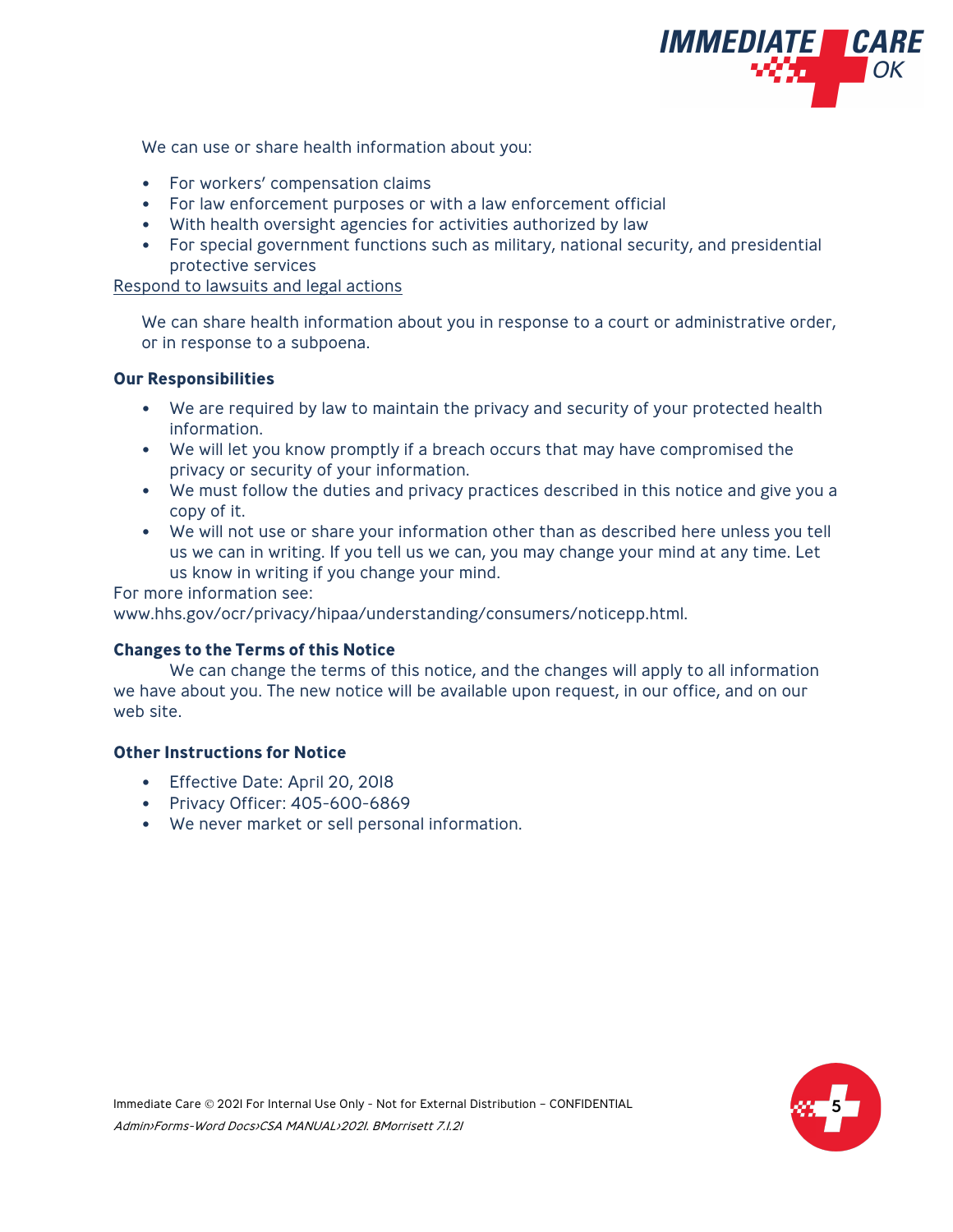We can use or share health information about you:

- For workers' compensation claims
- For law enforcement purposes or with a law enforcement official
- With health oversight agencies for activities authorized by law
- For special government functions such as military, national security, and presidential protective services

<u>Respond to lawsuits and legal actions</u>

We can share health information about you in response to a court or administrative order, or in response to a subpoena.

**Our Responsibilities**

- We are required by law to maintain the privacy and security of your protected health information.
- We will let you know promptly if a breach occurs that may have compromised the privacy or security of your information.
- We must follow the duties and privacy practices described in this notice and give you a copy of it.
- We will not use or share your information other than as described here unless you tell us we can in writing. If you tell us we can, you may change your mind at any time. Let us know in writing if you change your mind.

For more information see: www.hhs.gov/ocr/privacy/hipaa/understanding/consumers/noticepp.html.

**Changes to the Terms of this Notice**

We can change the terms of this notice, and the changes will apply to all information we have about you. The new notice will be available upon request, in our office, and on our web site.

**Other Instructions for Notice**

- Effective Date: April 20, 2018
- Privacy Officer: 405-600-6869
- We never market or sell personal information.